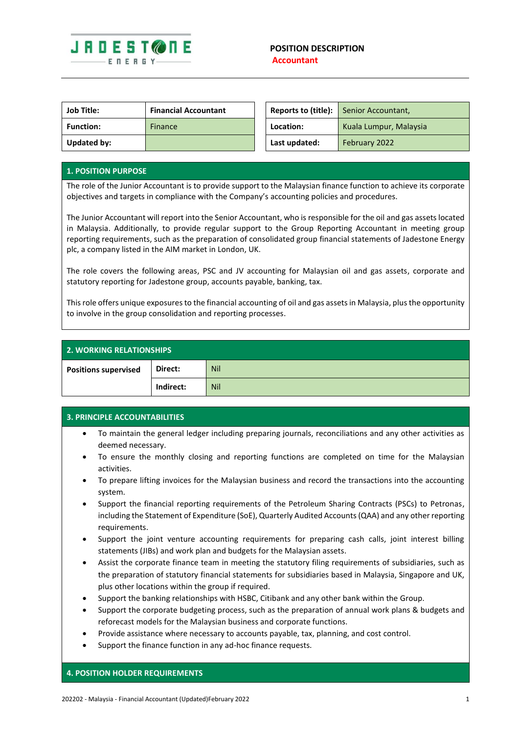JADESTONE ENERGY

# POSITION DESCRIPTION
## Accountant

| Job Title: | Financial Accountant |
|---|---|
| Function: | Finance |
| Updated by: | |

| Reports to (title): | Senior Accountant, |
|---|---|
| Location: | Kuala Lumpur, Malaysia |
| Last updated: | February 2022 |

## 1. POSITION PURPOSE

The role of the Junior Accountant is to provide support to the Malaysian finance function to achieve its corporate objectives and targets in compliance with the Company's accounting policies and procedures.

The Junior Accountant will report into the Senior Accountant, who is responsible for the oil and gas assets located in Malaysia. Additionally, to provide regular support to the Group Reporting Accountant in meeting group reporting requirements, such as the preparation of consolidated group financial statements of Jadestone Energy plc, a company listed in the AIM market in London, UK.

The role covers the following areas, PSC and JV accounting for Malaysian oil and gas assets, corporate and statutory reporting for Jadestone group, accounts payable, banking, tax.

This role offers unique exposures to the financial accounting of oil and gas assets in Malaysia, plus the opportunity to involve in the group consolidation and reporting processes.

## 2. WORKING RELATIONSHIPS

| Positions supervised | Direct: | Nil |
|---|---|---|
| | Indirect: | Nil |

## 3. PRINCIPLE ACCOUNTABILITIES

- To maintain the general ledger including preparing journals, reconciliations and any other activities as deemed necessary.
- To ensure the monthly closing and reporting functions are completed on time for the Malaysian activities.
- To prepare lifting invoices for the Malaysian business and record the transactions into the accounting system.
- Support the financial reporting requirements of the Petroleum Sharing Contracts (PSCs) to Petronas, including the Statement of Expenditure (SoE), Quarterly Audited Accounts (QAA) and any other reporting requirements.
- Support the joint venture accounting requirements for preparing cash calls, joint interest billing statements (JIBs) and work plan and budgets for the Malaysian assets.
- Assist the corporate finance team in meeting the statutory filing requirements of subsidiaries, such as the preparation of statutory financial statements for subsidiaries based in Malaysia, Singapore and UK, plus other locations within the group if required.
- Support the banking relationships with HSBC, Citibank and any other bank within the Group.
- Support the corporate budgeting process, such as the preparation of annual work plans & budgets and reforecast models for the Malaysian business and corporate functions.
- Provide assistance where necessary to accounts payable, tax, planning, and cost control.
- Support the finance function in any ad-hoc finance requests.

## 4. POSITION HOLDER REQUIREMENTS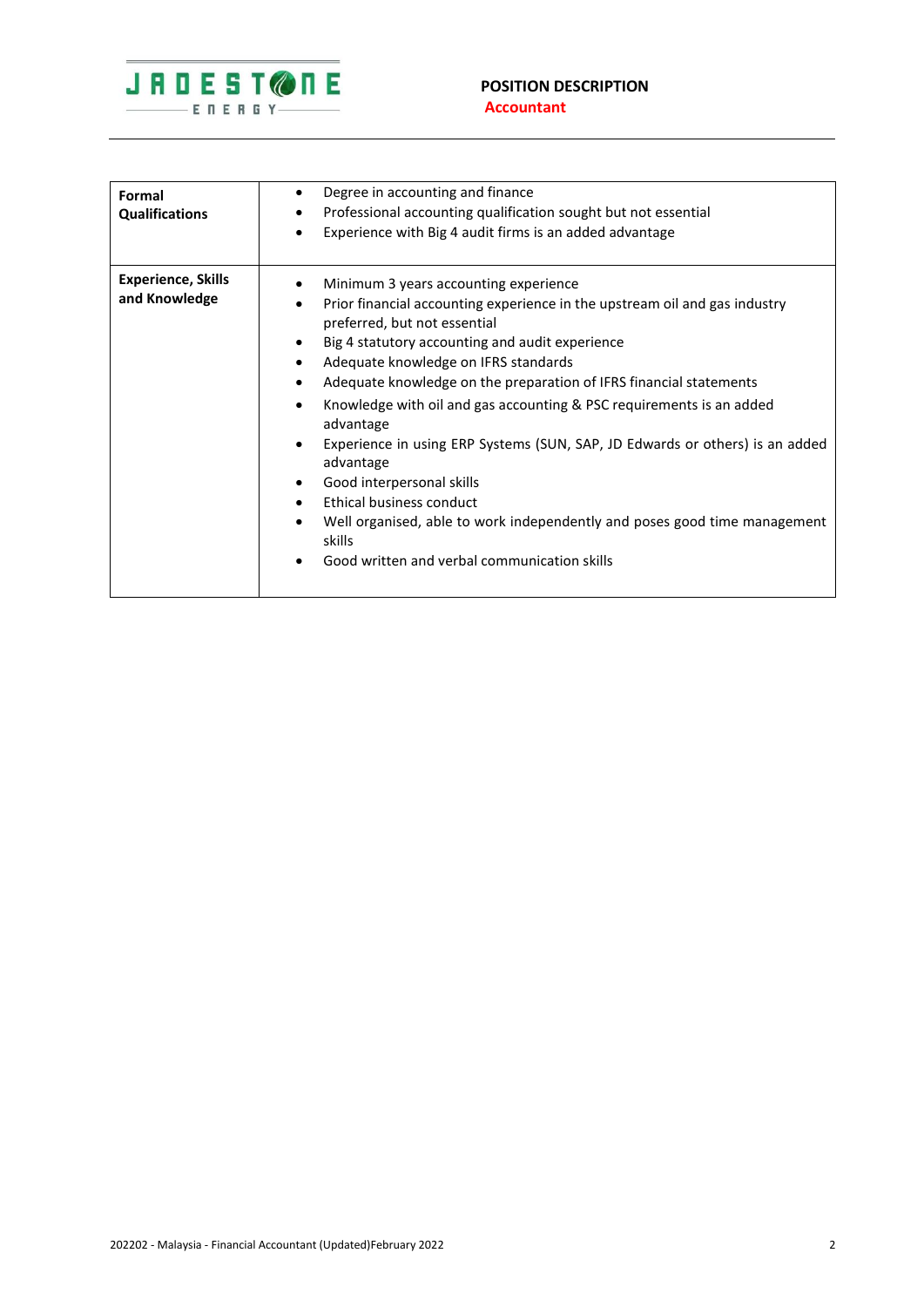**POSITION DESCRIPTION**
**Accountant**

| | |
|---|---|
| **Formal Qualifications** | • Degree in accounting and finance<br>• Professional accounting qualification sought but not essential<br>• Experience with Big 4 audit firms is an added advantage |
| **Experience, Skills and Knowledge** | • Minimum 3 years accounting experience<br>• Prior financial accounting experience in the upstream oil and gas industry preferred, but not essential<br>• Big 4 statutory accounting and audit experience<br>• Adequate knowledge on IFRS standards<br>• Adequate knowledge on the preparation of IFRS financial statements<br>• Knowledge with oil and gas accounting & PSC requirements is an added advantage<br>• Experience in using ERP Systems (SUN, SAP, JD Edwards or others) is an added advantage<br>• Good interpersonal skills<br>• Ethical business conduct<br>• Well organised, able to work independently and poses good time management skills<br>• Good written and verbal communication skills |